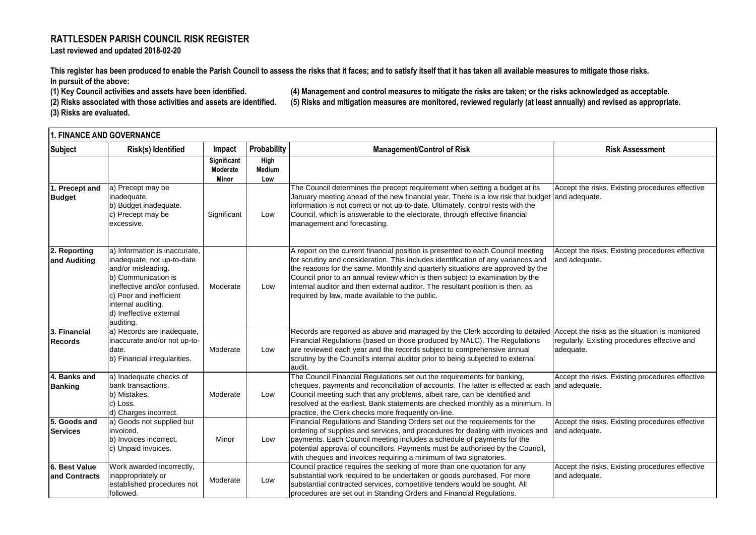# RATTLESDEN PARISH COUNCIL RISK REGISTER

**Last reviewed and updated 2018-02-20**

**This register has been produced to enable the Parish Council to assess the risks that it faces; and to satisfy itself that it has taken all available measures to mitigate those risks.**
**In pursuit of the above:**

**(1) Key Council activities and assets have been identified.**
**(2) Risks associated with those activities and assets are identified.**
**(3) Risks are evaluated.**
**(4) Management and control measures to mitigate the risks are taken; or the risks acknowledged as acceptable.**
**(5) Risks and mitigation measures are monitored, reviewed regularly (at least annually) and revised as appropriate.**

## 1. FINANCE AND GOVERNANCE

| Subject | Risk(s) Identified | Impact | Probability | Management/Control of Risk | Risk Assessment |
|---|---|---|---|---|---|
| | | Significant Moderate Minor | High Medium Low | | |
| **1. Precept and Budget** | a) Precept may be inadequate. b) Budget inadequate. c) Precept may be excessive. | Significant | Low | The Council determines the precept requirement when setting a budget at its January meeting ahead of the new financial year. There is a low risk that budget information is not correct or not up-to-date. Ultimately, control rests with the Council, which is answerable to the electorate, through effective financial management and forecasting. | Accept the risks. Existing procedures effective and adequate. |
| **2. Reporting and Auditing** | a) Information is inaccurate, inadequate, not up-to-date and/or misleading. b) Communication is ineffective and/or confused. c) Poor and inefficient internal auditing. d) Ineffective external auditing. | Moderate | Low | A report on the current financial position is presented to each Council meeting for scrutiny and consideration. This includes identification of any variances and the reasons for the same. Monthly and quarterly situations are approved by the Council prior to an annual review which is then subject to examination by the internal auditor and then external auditor. The resultant position is then, as required by law, made available to the public. | Accept the risks. Existing procedures effective and adequate. |
| **3. Financial Records** | a) Records are inadequate, inaccurate and/or not up-to-date. b) Financial irregularities. | Moderate | Low | Records are reported as above and managed by the Clerk according to detailed Financial Regulations (based on those produced by NALC). The Regulations are reviewed each year and the records subject to comprehensive annual scrutiny by the Council's internal auditor prior to being subjected to external audit. | Accept the risks as the situation is monitored regularly. Existing procedures effective and adequate. |
| **4. Banks and Banking** | a) Inadequate checks of bank transactions. b) Mistakes. c) Loss. d) Charges incorrect. | Moderate | Low | The Council Financial Regulations set out the requirements for banking, cheques, payments and reconciliation of accounts. The latter is effected at each Council meeting such that any problems, albeit rare, can be identified and resolved at the earliest. Bank statements are checked monthly as a minimum. In practice, the Clerk checks more frequently on-line. | Accept the risks. Existing procedures effective and adequate. |
| **5. Goods and Services** | a) Goods not supplied but invoiced. b) Invoices incorrect. c) Unpaid invoices. | Minor | Low | Financial Regulations and Standing Orders set out the requirements for the ordering of supplies and services, and procedures for dealing with invoices and payments. Each Council meeting includes a schedule of payments for the potential approval of councillors. Payments must be authorised by the Council, with cheques and invoices requiring a minimum of two signatories. | Accept the risks. Existing procedures effective and adequate. |
| **6. Best Value and Contracts** | Work awarded incorrectly, inappropriately or established procedures not followed. | Moderate | Low | Council practice requires the seeking of more than one quotation for any substantial work required to be undertaken or goods purchased. For more substantial contracted services, competitive tenders would be sought. All procedures are set out in Standing Orders and Financial Regulations. | Accept the risks. Existing procedures effective and adequate. |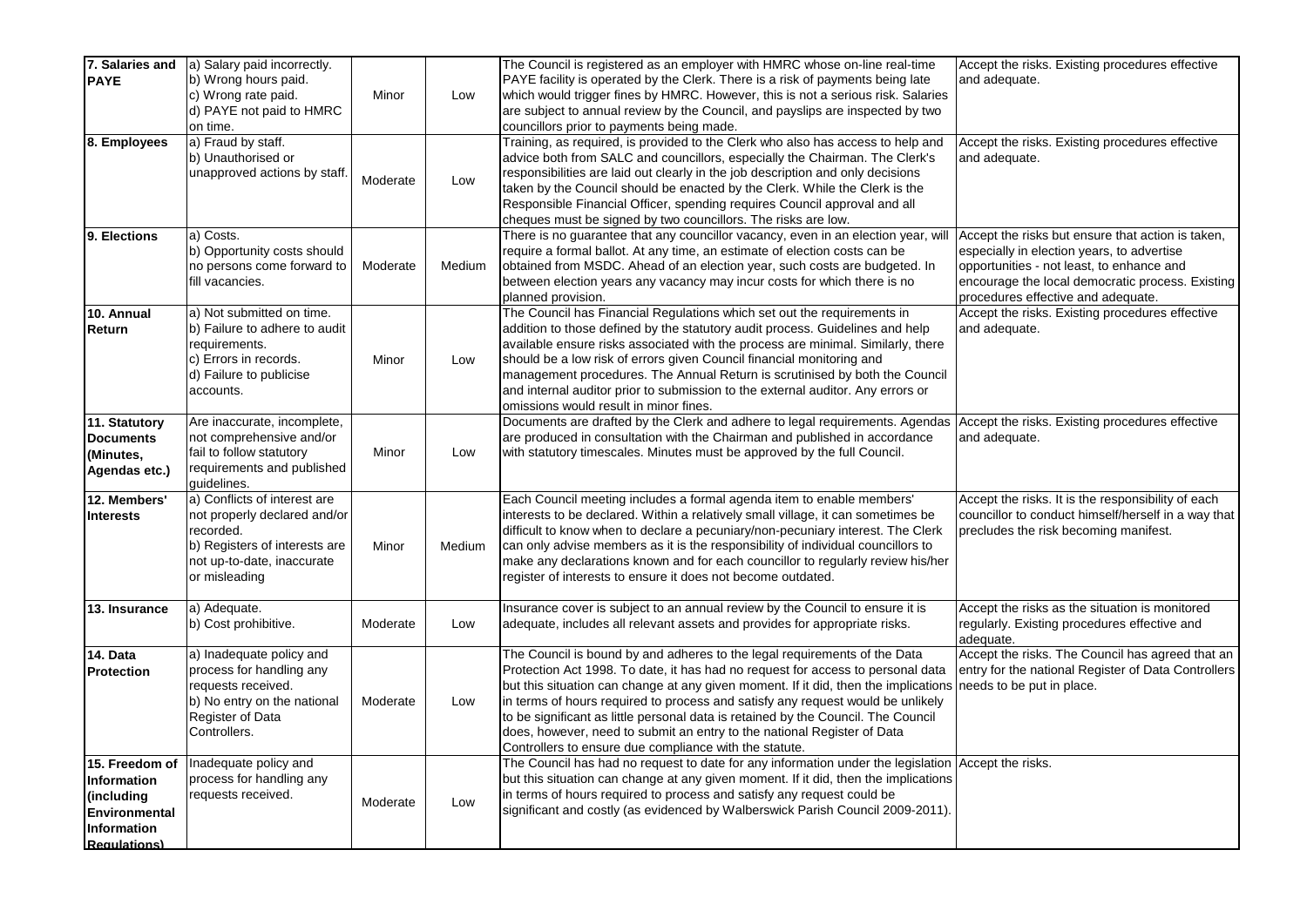| **7. Salaries and PAYE** | a) Salary paid incorrectly. b) Wrong hours paid. c) Wrong rate paid. d) PAYE not paid to HMRC on time. | Minor | Low | The Council is registered as an employer with HMRC whose on-line real-time PAYE facility is operated by the Clerk. There is a risk of payments being late which would trigger fines by HMRC. However, this is not a serious risk. Salaries are subject to annual review by the Council, and payslips are inspected by two councillors prior to payments being made. | Accept the risks. Existing procedures effective and adequate. |
|---|---|---|---|---|---|
| **8. Employees** | a) Fraud by staff. b) Unauthorised or unapproved actions by staff. | Moderate | Low | Training, as required, is provided to the Clerk who also has access to help and advice both from SALC and councillors, especially the Chairman. The Clerk's responsibilities are laid out clearly in the job description and only decisions taken by the Council should be enacted by the Clerk. While the Clerk is the Responsible Financial Officer, spending requires Council approval and all cheques must be signed by two councillors. The risks are low. | Accept the risks. Existing procedures effective and adequate. |
| **9. Elections** | a) Costs. b) Opportunity costs should no persons come forward to fill vacancies. | Moderate | Medium | There is no guarantee that any councillor vacancy, even in an election year, will require a formal ballot. At any time, an estimate of election costs can be obtained from MSDC. Ahead of an election year, such costs are budgeted. In between election years any vacancy may incur costs for which there is no planned provision. | Accept the risks but ensure that action is taken, especially in election years, to advertise opportunities - not least, to enhance and encourage the local democratic process. Existing procedures effective and adequate. |
| **10. Annual Return** | a) Not submitted on time. b) Failure to adhere to audit requirements. c) Errors in records. d) Failure to publicise accounts. | Minor | Low | The Council has Financial Regulations which set out the requirements in addition to those defined by the statutory audit process. Guidelines and help available ensure risks associated with the process are minimal. Similarly, there should be a low risk of errors given Council financial monitoring and management procedures. The Annual Return is scrutinised by both the Council and internal auditor prior to submission to the external auditor. Any errors or omissions would result in minor fines. | Accept the risks. Existing procedures effective and adequate. |
| **11. Statutory Documents (Minutes, Agendas etc.)** | Are inaccurate, incomplete, not comprehensive and/or fail to follow statutory requirements and published guidelines. | Minor | Low | Documents are drafted by the Clerk and adhere to legal requirements. Agendas are produced in consultation with the Chairman and published in accordance with statutory timescales. Minutes must be approved by the full Council. | Accept the risks. Existing procedures effective and adequate. |
| **12. Members' Interests** | a) Conflicts of interest are not properly declared and/or recorded. b) Registers of interests are not up-to-date, inaccurate or misleading | Minor | Medium | Each Council meeting includes a formal agenda item to enable members' interests to be declared. Within a relatively small village, it can sometimes be difficult to know when to declare a pecuniary/non-pecuniary interest. The Clerk can only advise members as it is the responsibility of individual councillors to make any declarations known and for each councillor to regularly review his/her register of interests to ensure it does not become outdated. | Accept the risks. It is the responsibility of each councillor to conduct himself/herself in a way that precludes the risk becoming manifest. |
| **13. Insurance** | a) Adequate. b) Cost prohibitive. | Moderate | Low | Insurance cover is subject to an annual review by the Council to ensure it is adequate, includes all relevant assets and provides for appropriate risks. | Accept the risks as the situation is monitored regularly. Existing procedures effective and adequate. |
| **14. Data Protection** | a) Inadequate policy and process for handling any requests received. b) No entry on the national Register of Data Controllers. | Moderate | Low | The Council is bound by and adheres to the legal requirements of the Data Protection Act 1998. To date, it has had no request for access to personal data but this situation can change at any given moment. If it did, then the implications in terms of hours required to process and satisfy any request would be unlikely to be significant as little personal data is retained by the Council. The Council does, however, need to submit an entry to the national Register of Data Controllers to ensure due compliance with the statute. | Accept the risks. The Council has agreed that an entry for the national Register of Data Controllers needs to be put in place. |
| **15. Freedom of Information (including Environmental Information Regulations)** | Inadequate policy and process for handling any requests received. | Moderate | Low | The Council has had no request to date for any information under the legislation but this situation can change at any given moment. If it did, then the implications in terms of hours required to process and satisfy any request could be significant and costly (as evidenced by Walberswick Parish Council 2009-2011). | Accept the risks. |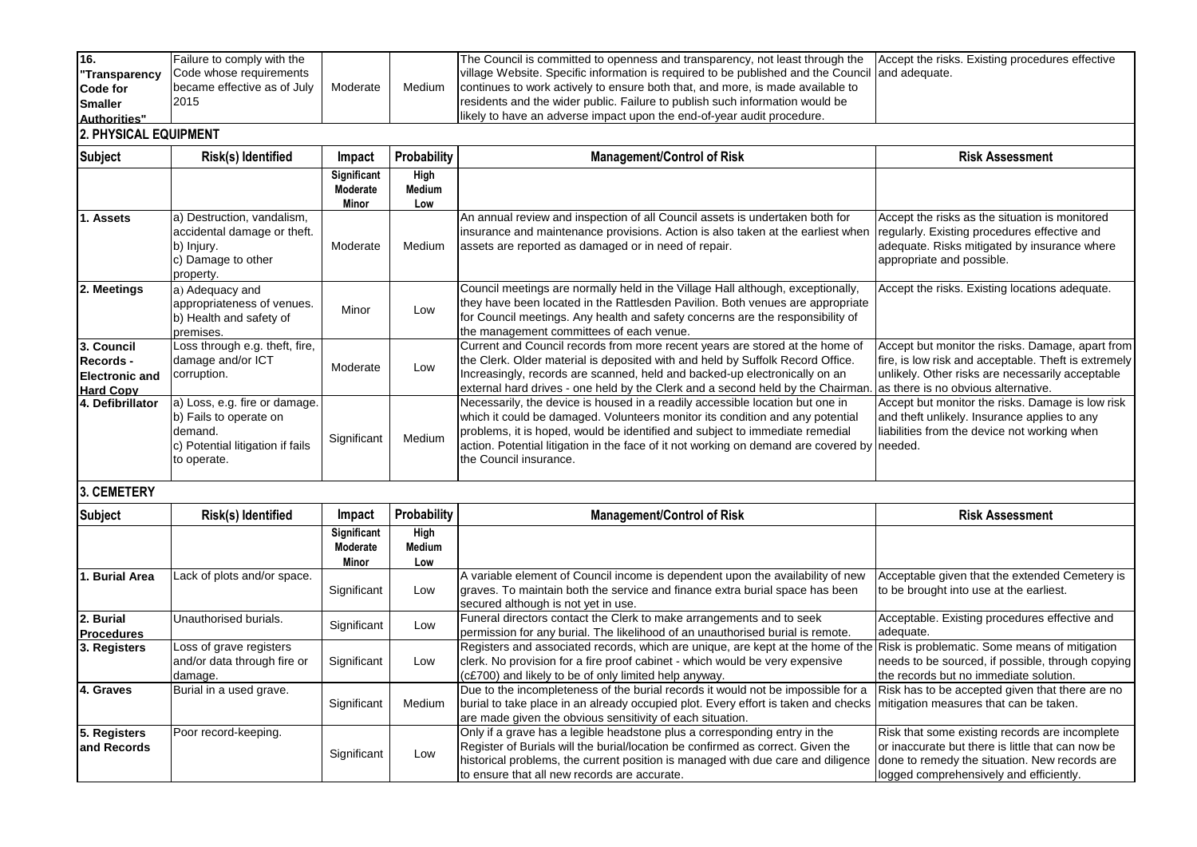| 16. "Transparency Code for Smaller Authorities" | Failure to comply with the Code whose requirements became effective as of July 2015 | Moderate | Medium | The Council is committed to openness and transparency, not least through the village Website. Specific information is required to be published and the Council continues to work actively to ensure both that, and more, is made available to residents and the wider public. Failure to publish such information would be likely to have an adverse impact upon the end-of-year audit procedure. | Accept the risks. Existing procedures effective and adequate. |
|---|---|---|---|---|---|

## 2. PHYSICAL EQUIPMENT

| Subject | Risk(s) Identified | Impact | Probability | Management/Control of Risk | Risk Assessment |
|---|---|---|---|---|---|
| | | Significant Moderate Minor | High Medium Low | | |
| 1. Assets | a) Destruction, vandalism, accidental damage or theft. b) Injury. c) Damage to other property. | Moderate | Medium | An annual review and inspection of all Council assets is undertaken both for insurance and maintenance provisions. Action is also taken at the earliest when assets are reported as damaged or in need of repair. | Accept the risks as the situation is monitored regularly. Existing procedures effective and adequate. Risks mitigated by insurance where appropriate and possible. |
| 2. Meetings | a) Adequacy and appropriateness of venues. b) Health and safety of premises. | Minor | Low | Council meetings are normally held in the Village Hall although, exceptionally, they have been located in the Rattlesden Pavilion. Both venues are appropriate for Council meetings. Any health and safety concerns are the responsibility of the management committees of each venue. | Accept the risks. Existing locations adequate. |
| 3. Council Records - Electronic and Hard Copy | Loss through e.g. theft, fire, damage and/or ICT corruption. | Moderate | Low | Current and Council records from more recent years are stored at the home of the Clerk. Older material is deposited with and held by Suffolk Record Office. Increasingly, records are scanned, held and backed-up electronically on an external hard drives - one held by the Clerk and a second held by the Chairman. | Accept but monitor the risks. Damage, apart from fire, is low risk and acceptable. Theft is extremely unlikely. Other risks are necessarily acceptable as there is no obvious alternative. |
| 4. Defibrillator | a) Loss, e.g. fire or damage. b) Fails to operate on demand. c) Potential litigation if fails to operate. | Significant | Medium | Necessarily, the device is housed in a readily accessible location but one in which it could be damaged. Volunteers monitor its condition and any potential problems, it is hoped, would be identified and subject to immediate remedial action. Potential litigation in the face of it not working on demand are covered by the Council insurance. | Accept but monitor the risks. Damage is low risk and theft unlikely. Insurance applies to any liabilities from the device not working when needed. |

## 3. CEMETERY

| Subject | Risk(s) Identified | Impact | Probability | Management/Control of Risk | Risk Assessment |
|---|---|---|---|---|---|
| | | Significant Moderate Minor | High Medium Low | | |
| 1. Burial Area | Lack of plots and/or space. | Significant | Low | A variable element of Council income is dependent upon the availability of new graves. To maintain both the service and finance extra burial space has been secured although is not yet in use. | Acceptable given that the extended Cemetery is to be brought into use at the earliest. |
| 2. Burial Procedures | Unauthorised burials. | Significant | Low | Funeral directors contact the Clerk to make arrangements and to seek permission for any burial. The likelihood of an unauthorised burial is remote. | Acceptable. Existing procedures effective and adequate. |
| 3. Registers | Loss of grave registers and/or data through fire or damage. | Significant | Low | Registers and associated records, which are unique, are kept at the home of the clerk. No provision for a fire proof cabinet - which would be very expensive (c£700) and likely to be of only limited help anyway. | Risk is problematic. Some means of mitigation needs to be sourced, if possible, through copying the records but no immediate solution. |
| 4. Graves | Burial in a used grave. | Significant | Medium | Due to the incompleteness of the burial records it would not be impossible for a burial to take place in an already occupied plot. Every effort is taken and checks are made given the obvious sensitivity of such situation. | Risk has to be accepted given that there are no mitigation measures that can be taken. |
| 5. Registers and Records | Poor record-keeping. | Significant | Low | Only if a grave has a legible headstone plus a corresponding entry in the Register of Burials will the burial/location be confirmed as correct. Given the historical problems, the current position is managed with due care and diligence to ensure that all new records are accurate. | Risk that some existing records are incomplete or inaccurate but there is little that can now be done to remedy the situation. New records are logged comprehensively and efficiently. |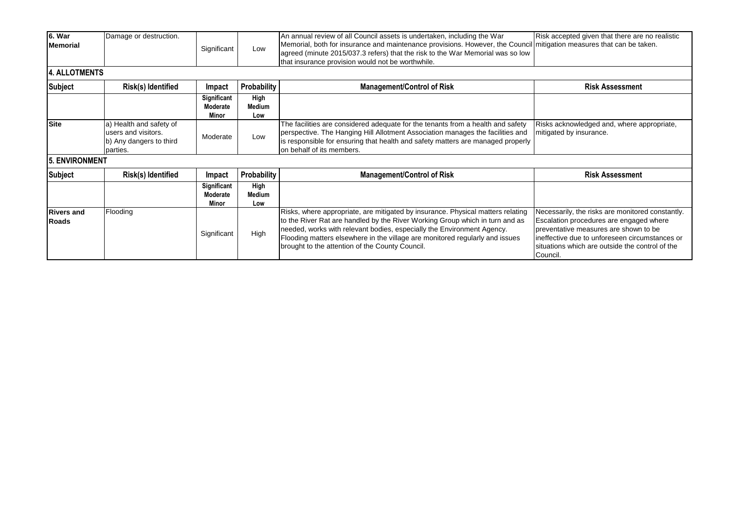| | | | | | |
|---|---|---|---|---|---|
| **6. War Memorial** | Damage or destruction. | Significant | Low | An annual review of all Council assets is undertaken, including the War Memorial, both for insurance and maintenance provisions. However, the Council agreed (minute 2015/037.3 refers) that the risk to the War Memorial was so low that insurance provision would not be worthwhile. | Risk accepted given that there are no realistic mitigation measures that can be taken. |

## 4. ALLOTMENTS

| Subject | Risk(s) Identified | Impact | Probability | Management/Control of Risk | Risk Assessment |
|---|---|---|---|---|---|
| | | Significant<br>Moderate<br>Minor | High<br>Medium<br>Low | | |
| **Site** | a) Health and safety of users and visitors.<br>b) Any dangers to third parties. | Moderate | Low | The facilities are considered adequate for the tenants from a health and safety perspective. The Hanging Hill Allotment Association manages the facilities and is responsible for ensuring that health and safety matters are managed properly on behalf of its members. | Risks acknowledged and, where appropriate, mitigated by insurance. |

## 5. ENVIRONMENT

| Subject | Risk(s) Identified | Impact | Probability | Management/Control of Risk | Risk Assessment |
|---|---|---|---|---|---|
| | | Significant<br>Moderate<br>Minor | High<br>Medium<br>Low | | |
| **Rivers and Roads** | Flooding | Significant | High | Risks, where appropriate, are mitigated by insurance. Physical matters relating to the River Rat are handled by the River Working Group which in turn and as needed, works with relevant bodies, especially the Environment Agency. Flooding matters elsewhere in the village are monitored regularly and issues brought to the attention of the County Council. | Necessarily, the risks are monitored constantly. Escalation procedures are engaged where preventative measures are shown to be ineffective due to unforeseen circumstances or situations which are outside the control of the Council. |